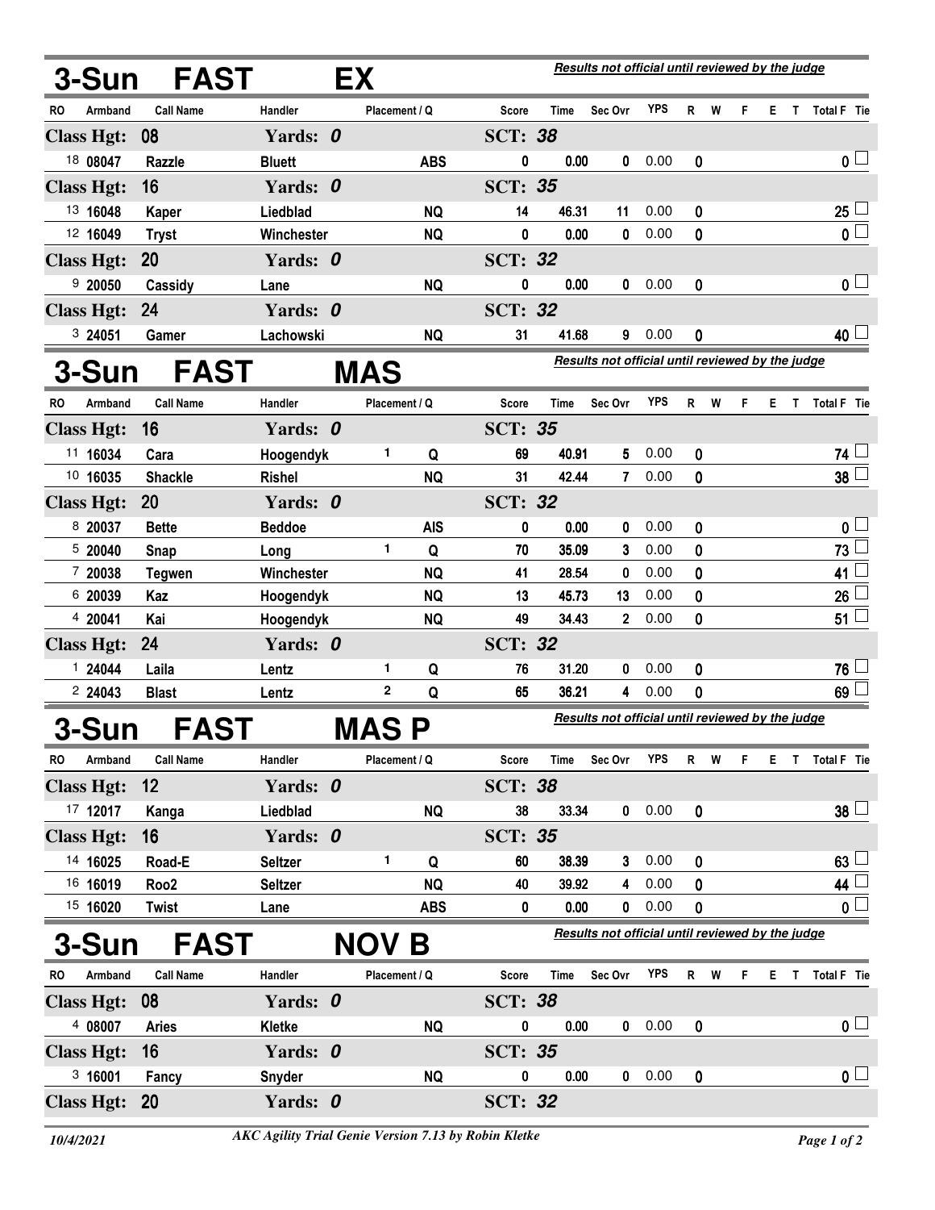## 3-Sun FAST EX

*Results not official until reviewed by the judge*

| RO | Armband | Call Name | Handler | Placement / Q | | Score | Time | Sec Ovr | YPS | R | W | F | E | T | Total F | Tie |
|---|---|---|---|---|---|---|---|---|---|---|---|---|---|---|---|---|
| **Class Hgt: 08** | | | Yards: 0 | | | SCT: 38 | | | | | | | | | | |
| 18 | 08047 | Razzle | Bluett | | ABS | 0 | 0.00 | 0 | 0.00 | 0 | | | | | 0 | ☐ |
| **Class Hgt: 16** | | | Yards: 0 | | | SCT: 35 | | | | | | | | | | |
| 13 | 16048 | Kaper | Liedblad | | NQ | 14 | 46.31 | 11 | 0.00 | 0 | | | | | 25 | ☐ |
| 12 | 16049 | Tryst | Winchester | | NQ | 0 | 0.00 | 0 | 0.00 | 0 | | | | | 0 | ☐ |
| **Class Hgt: 20** | | | Yards: 0 | | | SCT: 32 | | | | | | | | | | |
| 9 | 20050 | Cassidy | Lane | | NQ | 0 | 0.00 | 0 | 0.00 | 0 | | | | | 0 | ☐ |
| **Class Hgt: 24** | | | Yards: 0 | | | SCT: 32 | | | | | | | | | | |
| 3 | 24051 | Gamer | Lachowski | | NQ | 31 | 41.68 | 9 | 0.00 | 0 | | | | | 40 | ☐ |

## 3-Sun FAST MAS

*Results not official until reviewed by the judge*

| RO | Armband | Call Name | Handler | Placement / Q | | Score | Time | Sec Ovr | YPS | R | W | F | E | T | Total F | Tie |
|---|---|---|---|---|---|---|---|---|---|---|---|---|---|---|---|---|
| **Class Hgt: 16** | | | Yards: 0 | | | SCT: 35 | | | | | | | | | | |
| 11 | 16034 | Cara | Hoogendyk | 1 | Q | 69 | 40.91 | 5 | 0.00 | 0 | | | | | 74 | ☐ |
| 10 | 16035 | Shackle | Rishel | | NQ | 31 | 42.44 | 7 | 0.00 | 0 | | | | | 38 | ☐ |
| **Class Hgt: 20** | | | Yards: 0 | | | SCT: 32 | | | | | | | | | | |
| 8 | 20037 | Bette | Beddoe | | AIS | 0 | 0.00 | 0 | 0.00 | 0 | | | | | 0 | ☐ |
| 5 | 20040 | Snap | Long | 1 | Q | 70 | 35.09 | 3 | 0.00 | 0 | | | | | 73 | ☐ |
| 7 | 20038 | Tegwen | Winchester | | NQ | 41 | 28.54 | 0 | 0.00 | 0 | | | | | 41 | ☐ |
| 6 | 20039 | Kaz | Hoogendyk | | NQ | 13 | 45.73 | 13 | 0.00 | 0 | | | | | 26 | ☐ |
| 4 | 20041 | Kai | Hoogendyk | | NQ | 49 | 34.43 | 2 | 0.00 | 0 | | | | | 51 | ☐ |
| **Class Hgt: 24** | | | Yards: 0 | | | SCT: 32 | | | | | | | | | | |
| 1 | 24044 | Laila | Lentz | 1 | Q | 76 | 31.20 | 0 | 0.00 | 0 | | | | | 76 | ☐ |
| 2 | 24043 | Blast | Lentz | 2 | Q | 65 | 36.21 | 4 | 0.00 | 0 | | | | | 69 | ☐ |

## 3-Sun FAST MAS P

*Results not official until reviewed by the judge*

| RO | Armband | Call Name | Handler | Placement / Q | | Score | Time | Sec Ovr | YPS | R | W | F | E | T | Total F | Tie |
|---|---|---|---|---|---|---|---|---|---|---|---|---|---|---|---|---|
| **Class Hgt: 12** | | | Yards: 0 | | | SCT: 38 | | | | | | | | | | |
| 17 | 12017 | Kanga | Liedblad | | NQ | 38 | 33.34 | 0 | 0.00 | 0 | | | | | 38 | ☐ |
| **Class Hgt: 16** | | | Yards: 0 | | | SCT: 35 | | | | | | | | | | |
| 14 | 16025 | Road-E | Seltzer | 1 | Q | 60 | 38.39 | 3 | 0.00 | 0 | | | | | 63 | ☐ |
| 16 | 16019 | Roo2 | Seltzer | | NQ | 40 | 39.92 | 4 | 0.00 | 0 | | | | | 44 | ☐ |
| 15 | 16020 | Twist | Lane | | ABS | 0 | 0.00 | 0 | 0.00 | 0 | | | | | 0 | ☐ |

## 3-Sun FAST NOV B

*Results not official until reviewed by the judge*

| RO | Armband | Call Name | Handler | Placement / Q | | Score | Time | Sec Ovr | YPS | R | W | F | E | T | Total F | Tie |
|---|---|---|---|---|---|---|---|---|---|---|---|---|---|---|---|---|
| **Class Hgt: 08** | | | Yards: 0 | | | SCT: 38 | | | | | | | | | | |
| 4 | 08007 | Aries | Kletke | | NQ | 0 | 0.00 | 0 | 0.00 | 0 | | | | | 0 | ☐ |
| **Class Hgt: 16** | | | Yards: 0 | | | SCT: 35 | | | | | | | | | | |
| 3 | 16001 | Fancy | Snyder | | NQ | 0 | 0.00 | 0 | 0.00 | 0 | | | | | 0 | ☐ |
| **Class Hgt: 20** | | | Yards: 0 | | | SCT: 32 | | | | | | | | | | |

*10/4/2021* — *AKC Agility Trial Genie Version 7.13 by Robin Kletke*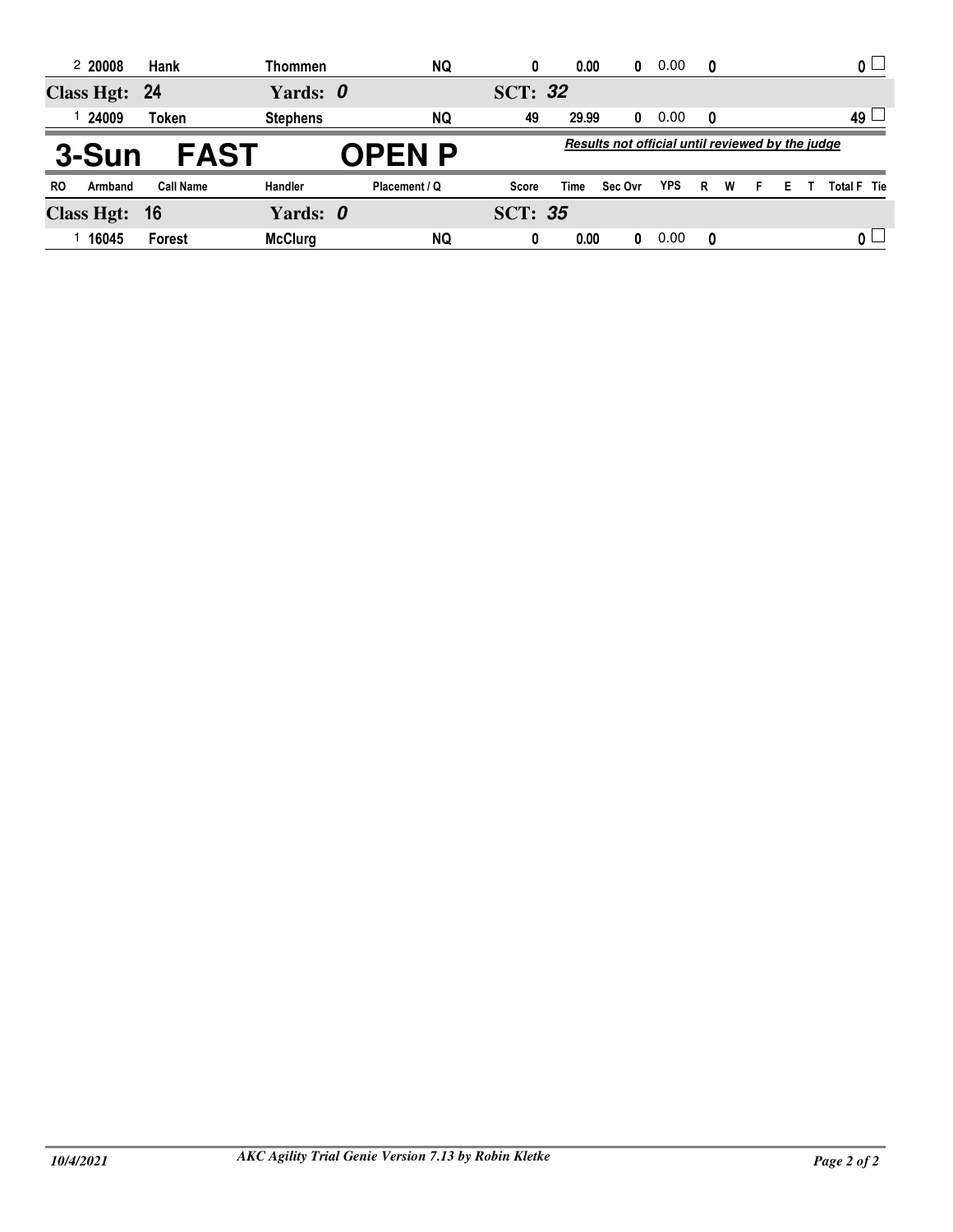| RO | Armband | Call Name | Handler | Placement / Q | Score | Time | Sec Ovr | YPS | R | W | F | E | T | Total F | Tie |
|---|---|---|---|---|---|---|---|---|---|---|---|---|---|---|---|
| 2 | 20008 | Hank | Thommen | NQ | 0 | 0.00 | 0 | 0.00 | 0 | | | | | 0 | ☐ |
| **Class Hgt: 24** | | | **Yards: 0** | | **SCT: 32** | | | | | | | | | | |
| 1 | 24009 | Token | Stephens | NQ | 49 | 29.99 | 0 | 0.00 | 0 | | | | | 49 | ☐ |

## 3-Sun FAST OPEN P

***Results not official until reviewed by the judge***

| RO | Armband | Call Name | Handler | Placement / Q | Score | Time | Sec Ovr | YPS | R | W | F | E | T | Total F | Tie |
|---|---|---|---|---|---|---|---|---|---|---|---|---|---|---|---|
| **Class Hgt: 16** | | | **Yards: 0** | | **SCT: 35** | | | | | | | | | | |
| 1 | 16045 | Forest | McClurg | NQ | 0 | 0.00 | 0 | 0.00 | 0 | | | | | 0 | ☐ |

*10/4/2021* *AKC Agility Trial Genie Version 7.13 by Robin Kletke*